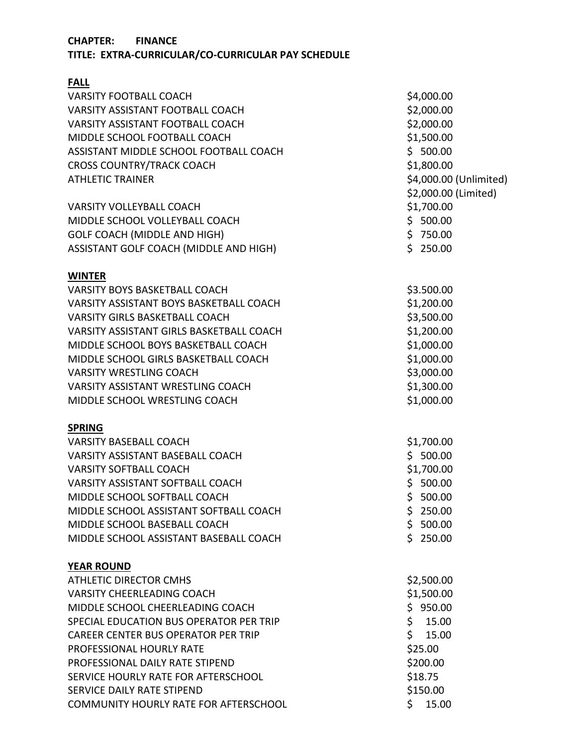**CHAPTER: FINANCE**
**TITLE: EXTRA-CURRICULAR/CO-CURRICULAR PAY SCHEDULE**

**FALL**

| | |
|---|---|
| VARSITY FOOTBALL COACH | $4,000.00 |
| VARSITY ASSISTANT FOOTBALL COACH | $2,000.00 |
| VARSITY ASSISTANT FOOTBALL COACH | $2,000.00 |
| MIDDLE SCHOOL FOOTBALL COACH | $1,500.00 |
| ASSISTANT MIDDLE SCHOOL FOOTBALL COACH | $ 500.00 |
| CROSS COUNTRY/TRACK COACH | $1,800.00 |
| ATHLETIC TRAINER | $4,000.00 (Unlimited) |
| | $2,000.00 (Limited) |
| VARSITY VOLLEYBALL COACH | $1,700.00 |
| MIDDLE SCHOOL VOLLEYBALL COACH | $ 500.00 |
| GOLF COACH (MIDDLE AND HIGH) | $ 750.00 |
| ASSISTANT GOLF COACH (MIDDLE AND HIGH) | $ 250.00 |

**WINTER**

| | |
|---|---|
| VARSITY BOYS BASKETBALL COACH | $3.500.00 |
| VARSITY ASSISTANT BOYS BASKETBALL COACH | $1,200.00 |
| VARSITY GIRLS BASKETBALL COACH | $3,500.00 |
| VARSITY ASSISTANT GIRLS BASKETBALL COACH | $1,200.00 |
| MIDDLE SCHOOL BOYS BASKETBALL COACH | $1,000.00 |
| MIDDLE SCHOOL GIRLS BASKETBALL COACH | $1,000.00 |
| VARSITY WRESTLING COACH | $3,000.00 |
| VARSITY ASSISTANT WRESTLING COACH | $1,300.00 |
| MIDDLE SCHOOL WRESTLING COACH | $1,000.00 |

**SPRING**

| | |
|---|---|
| VARSITY BASEBALL COACH | $1,700.00 |
| VARSITY ASSISTANT BASEBALL COACH | $ 500.00 |
| VARSITY SOFTBALL COACH | $1,700.00 |
| VARSITY ASSISTANT SOFTBALL COACH | $ 500.00 |
| MIDDLE SCHOOL SOFTBALL COACH | $ 500.00 |
| MIDDLE SCHOOL ASSISTANT SOFTBALL COACH | $ 250.00 |
| MIDDLE SCHOOL BASEBALL COACH | $ 500.00 |
| MIDDLE SCHOOL ASSISTANT BASEBALL COACH | $ 250.00 |

**YEAR ROUND**

| | |
|---|---|
| ATHLETIC DIRECTOR CMHS | $2,500.00 |
| VARSITY CHEERLEADING COACH | $1,500.00 |
| MIDDLE SCHOOL CHEERLEADING COACH | $ 950.00 |
| SPECIAL EDUCATION BUS OPERATOR PER TRIP | $ 15.00 |
| CAREER CENTER BUS OPERATOR PER TRIP | $ 15.00 |
| PROFESSIONAL HOURLY RATE | $25.00 |
| PROFESSIONAL DAILY RATE STIPEND | $200.00 |
| SERVICE HOURLY RATE FOR AFTERSCHOOL | $18.75 |
| SERVICE DAILY RATE STIPEND | $150.00 |
| COMMUNITY HOURLY RATE FOR AFTERSCHOOL | $ 15.00 |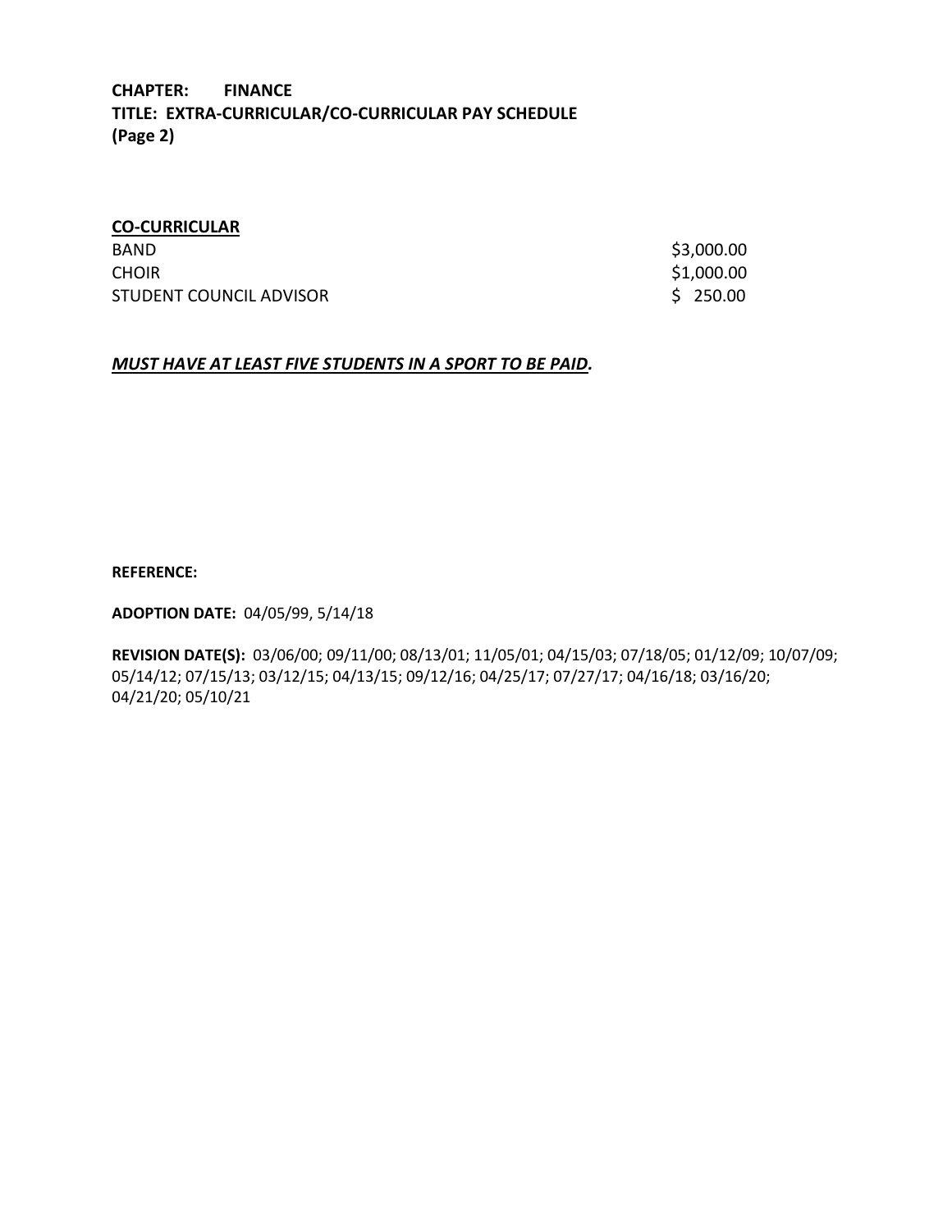**CHAPTER: FINANCE**
**TITLE: EXTRA-CURRICULAR/CO-CURRICULAR PAY SCHEDULE**
**(Page 2)**

**CO-CURRICULAR**

| | |
|---|---|
| BAND | $3,000.00 |
| CHOIR | $1,000.00 |
| STUDENT COUNCIL ADVISOR | $ 250.00 |

***MUST HAVE AT LEAST FIVE STUDENTS IN A SPORT TO BE PAID.***

**REFERENCE:**

**ADOPTION DATE:** 04/05/99, 5/14/18

**REVISION DATE(S):** 03/06/00; 09/11/00; 08/13/01; 11/05/01; 04/15/03; 07/18/05; 01/12/09; 10/07/09; 05/14/12; 07/15/13; 03/12/15; 04/13/15; 09/12/16; 04/25/17; 07/27/17; 04/16/18; 03/16/20; 04/21/20; 05/10/21